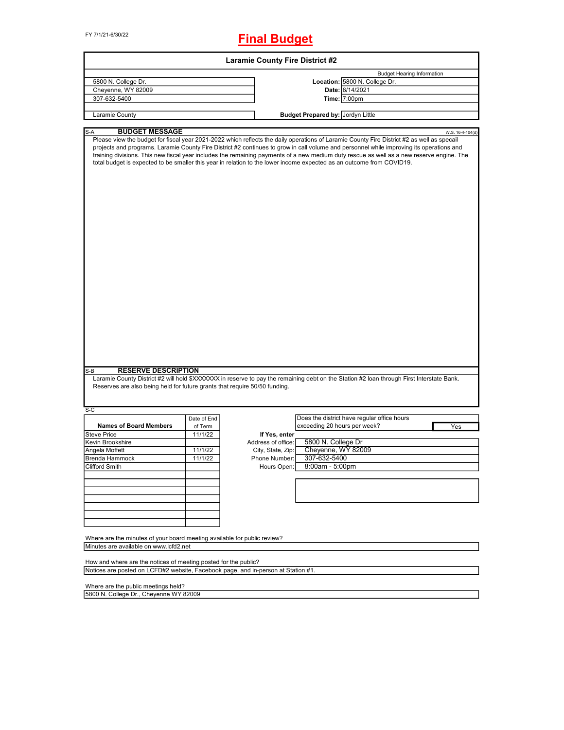FY 7/1/21-6/30/22

# Final Budget

## Laramie County Fire District #2

| | | |
|---|---|---|
| | | Budget Hearing Information |
| 5800 N. College Dr. | **Location:** | 5800 N. College Dr. |
| Cheyenne, WY 82009 | **Date:** | 6/14/2021 |
| 307-632-5400 | **Time:** | 7:00pm |
| Laramie County | **Budget Prepared by:** | Jordyn Little |

S-A **BUDGET MESSAGE** W.S. 16-4-104(d)

Please view the budget for fiscal year 2021-2022 which reflects the daily operations of Laramie County Fire District #2 as well as specail projects and programs. Laramie County Fire District #2 continues to grow in call volume and personnel while improving its operations and training divisions. This new fiscal year includes the remaining payments of a new medium duty rescue as well as a new reserve engine. The total budget is expected to be smaller this year in relation to the lower income expected as an outcome from COVID19.

S-B **RESERVE DESCRIPTION**

Laramie County District #2 will hold $XXXXXXX in reserve to pay the remaining debt on the Station #2 loan through First Interstate Bank. Reserves are also being held for future grants that require 50/50 funding.

S-C

| Names of Board Members | Date of End of Term |
|---|---|
| Steve Price | 11/1/22 |
| Kevin Brookshire | |
| Angela Moffett | 11/1/22 |
| Brenda Hammock | 11/1/22 |
| Clifford Smith | |

Does the district have regular office hours exceeding 20 hours per week? Yes

**If Yes, enter**

| | |
|---|---|
| Address of office: | 5800 N. College Dr |
| City, State, Zip: | Cheyenne, WY 82009 |
| Phone Number: | 307-632-5400 |
| Hours Open: | 8:00am - 5:00pm |

Where are the minutes of your board meeting available for public review?

Minutes are available on www.lcfd2.net

How and where are the notices of meeting posted for the public?

Notices are posted on LCFD#2 website, Facebook page, and in-person at Station #1.

Where are the public meetings held?

5800 N. College Dr., Cheyenne WY 82009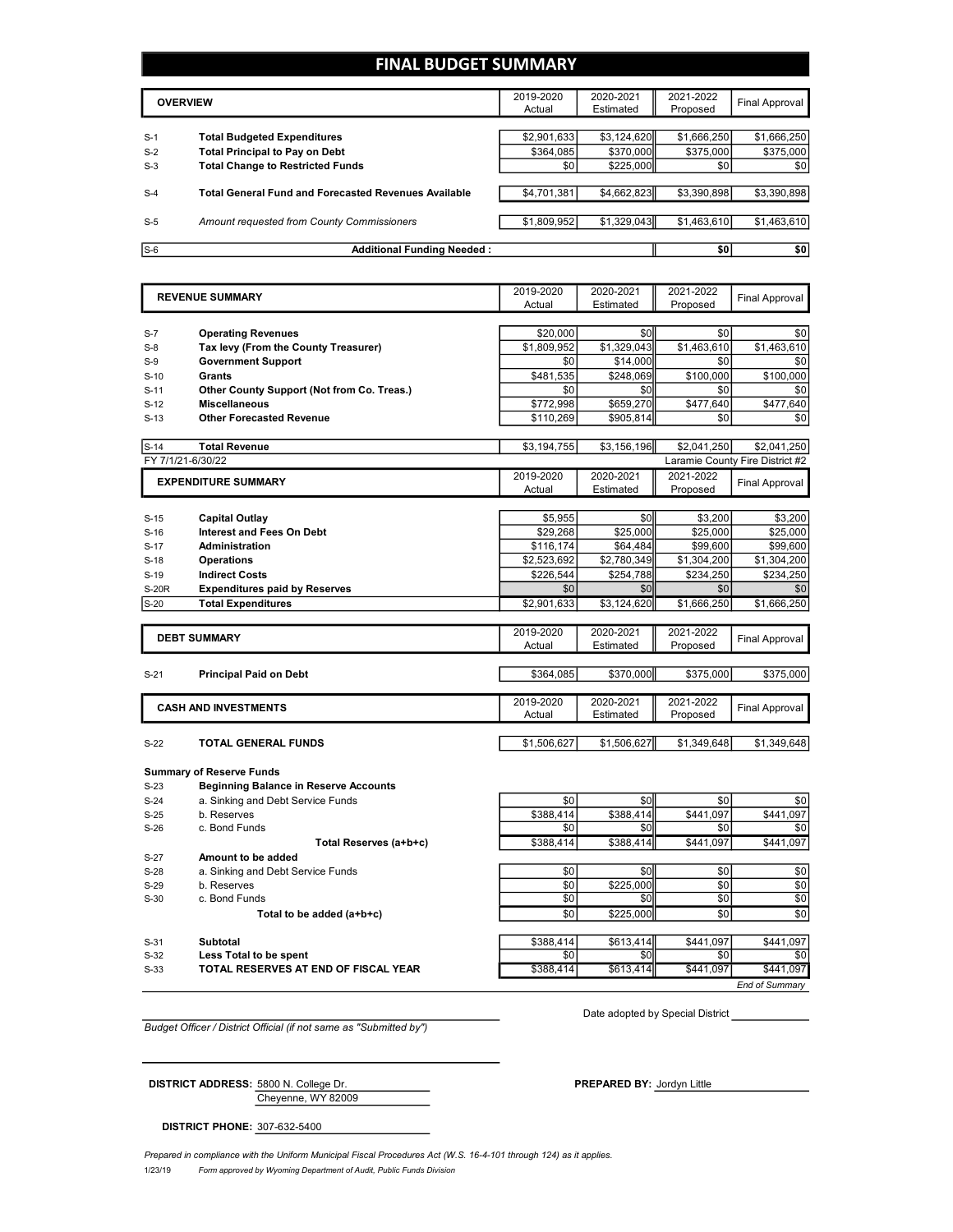# FINAL BUDGET SUMMARY

| | OVERVIEW | 2019-2020 Actual | 2020-2021 Estimated | 2021-2022 Proposed | Final Approval |
|---|---|---|---|---|---|
| S-1 | **Total Budgeted Expenditures** | $2,901,633 | $3,124,620 | $1,666,250 | $1,666,250 |
| S-2 | **Total Principal to Pay on Debt** | $364,085 | $370,000 | $375,000 | $375,000 |
| S-3 | **Total Change to Restricted Funds** | $0 | $225,000 | $0 | $0 |
| S-4 | **Total General Fund and Forecasted Revenues Available** | $4,701,381 | $4,662,823 | $3,390,898 | $3,390,898 |
| S-5 | *Amount requested from County Commissioners* | $1,809,952 | $1,329,043 | $1,463,610 | $1,463,610 |
| S-6 | **Additional Funding Needed :** | | | $0 | $0 |

| | REVENUE SUMMARY | 2019-2020 Actual | 2020-2021 Estimated | 2021-2022 Proposed | Final Approval |
|---|---|---|---|---|---|
| S-7 | **Operating Revenues** | $20,000 | $0 | $0 | $0 |
| S-8 | **Tax levy (From the County Treasurer)** | $1,809,952 | $1,329,043 | $1,463,610 | $1,463,610 |
| S-9 | **Government Support** | $0 | $14,000 | $0 | $0 |
| S-10 | **Grants** | $481,535 | $248,069 | $100,000 | $100,000 |
| S-11 | **Other County Support (Not from Co. Treas.)** | $0 | $0 | $0 | $0 |
| S-12 | **Miscellaneous** | $772,998 | $659,270 | $477,640 | $477,640 |
| S-13 | **Other Forecasted Revenue** | $110,269 | $905,814 | $0 | $0 |
| S-14 | **Total Revenue** | $3,194,755 | $3,156,196 | $2,041,250 | $2,041,250 |

FY 7/1/21-6/30/22 — Laramie County Fire District #2

| | EXPENDITURE SUMMARY | 2019-2020 Actual | 2020-2021 Estimated | 2021-2022 Proposed | Final Approval |
|---|---|---|---|---|---|
| S-15 | **Capital Outlay** | $5,955 | $0 | $3,200 | $3,200 |
| S-16 | **Interest and Fees On Debt** | $29,268 | $25,000 | $25,000 | $25,000 |
| S-17 | **Administration** | $116,174 | $64,484 | $99,600 | $99,600 |
| S-18 | **Operations** | $2,523,692 | $2,780,349 | $1,304,200 | $1,304,200 |
| S-19 | **Indirect Costs** | $226,544 | $254,788 | $234,250 | $234,250 |
| S-20R | **Expenditures paid by Reserves** | $0 | $0 | $0 | $0 |
| S-20 | **Total Expenditures** | $2,901,633 | $3,124,620 | $1,666,250 | $1,666,250 |

| | DEBT SUMMARY | 2019-2020 Actual | 2020-2021 Estimated | 2021-2022 Proposed | Final Approval |
|---|---|---|---|---|---|
| S-21 | **Principal Paid on Debt** | $364,085 | $370,000 | $375,000 | $375,000 |

| | CASH AND INVESTMENTS | 2019-2020 Actual | 2020-2021 Estimated | 2021-2022 Proposed | Final Approval |
|---|---|---|---|---|---|
| S-22 | **TOTAL GENERAL FUNDS** | $1,506,627 | $1,506,627 | $1,349,648 | $1,349,648 |
| | **Summary of Reserve Funds** | | | | |
| S-23 | **Beginning Balance in Reserve Accounts** | | | | |
| S-24 | a. Sinking and Debt Service Funds | $0 | $0 | $0 | $0 |
| S-25 | b. Reserves | $388,414 | $388,414 | $441,097 | $441,097 |
| S-26 | c. Bond Funds | $0 | $0 | $0 | $0 |
| | **Total Reserves (a+b+c)** | $388,414 | $388,414 | $441,097 | $441,097 |
| S-27 | **Amount to be added** | | | | |
| S-28 | a. Sinking and Debt Service Funds | $0 | $0 | $0 | $0 |
| S-29 | b. Reserves | $0 | $225,000 | $0 | $0 |
| S-30 | c. Bond Funds | $0 | $0 | $0 | $0 |
| | **Total to be added (a+b+c)** | $0 | $225,000 | $0 | $0 |
| S-31 | **Subtotal** | $388,414 | $613,414 | $441,097 | $441,097 |
| S-32 | **Less Total to be spent** | $0 | $0 | $0 | $0 |
| S-33 | **TOTAL RESERVES AT END OF FISCAL YEAR** | $388,414 | $613,414 | $441,097 | $441,097 |

*End of Summary*

*Budget Officer / District Official (if not same as "Submitted by")*

Date adopted by Special District ____________

**DISTRICT ADDRESS:** 5800 N. College Dr.
Cheyenne, WY 82009

**PREPARED BY:** Jordyn Little

**DISTRICT PHONE:** 307-632-5400

*Prepared in compliance with the Uniform Municipal Fiscal Procedures Act (W.S. 16-4-101 through 124) as it applies.*

1/23/19 *Form approved by Wyoming Department of Audit, Public Funds Division*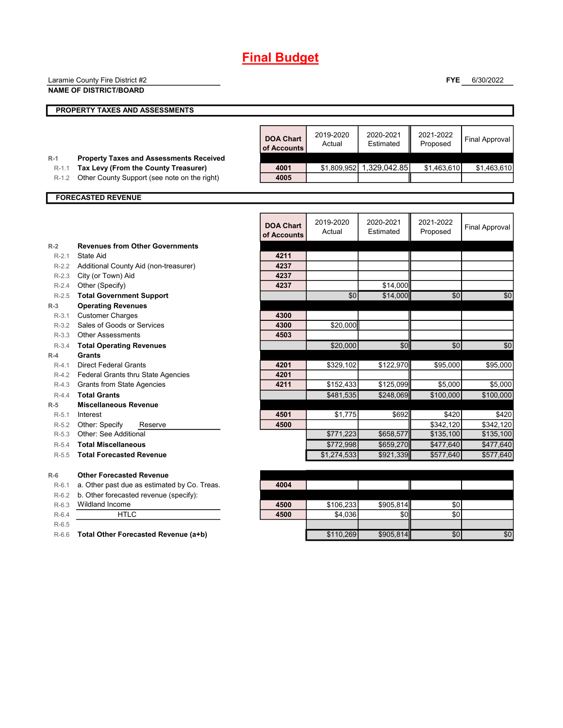# Final Budget

Laramie County Fire District #2
**NAME OF DISTRICT/BOARD**

**FYE** 6/30/2022

## PROPERTY TAXES AND ASSESSMENTS

| | | DOA Chart of Accounts | 2019-2020 Actual | 2020-2021 Estimated | 2021-2022 Proposed | Final Approval |
|---|---|---|---|---|---|---|
| R-1 | **Property Taxes and Assessments Received** | | | | | |
| R-1.1 | **Tax Levy (From the County Treasurer)** | 4001 | $1,809,952 | 1,329,042.85 | $1,463,610 | $1,463,610 |
| R-1.2 | Other County Support (see note on the right) | 4005 | | | | |

## FORECASTED REVENUE

| | | DOA Chart of Accounts | 2019-2020 Actual | 2020-2021 Estimated | 2021-2022 Proposed | Final Approval |
|---|---|---|---|---|---|---|
| R-2 | **Revenues from Other Governments** | | | | | |
| R-2.1 | State Aid | 4211 | | | | |
| R-2.2 | Additional County Aid (non-treasurer) | 4237 | | | | |
| R-2.3 | City (or Town) Aid | 4237 | | | | |
| R-2.4 | Other (Specify) | 4237 | | $14,000 | | |
| R-2.5 | **Total Government Support** | | $0 | $14,000 | $0 | $0 |
| R-3 | **Operating Revenues** | | | | | |
| R-3.1 | Customer Charges | 4300 | | | | |
| R-3.2 | Sales of Goods or Services | 4300 | $20,000 | | | |
| R-3.3 | Other Assessments | 4503 | | | | |
| R-3.4 | **Total Operating Revenues** | | $20,000 | $0 | $0 | $0 |
| R-4 | **Grants** | | | | | |
| R-4.1 | Direct Federal Grants | 4201 | $329,102 | $122,970 | $95,000 | $95,000 |
| R-4.2 | Federal Grants thru State Agencies | 4201 | | | | |
| R-4.3 | Grants from State Agencies | 4211 | $152,433 | $125,099 | $5,000 | $5,000 |
| R-4.4 | **Total Grants** | | $481,535 | $248,069 | $100,000 | $100,000 |
| R-5 | **Miscellaneous Revenue** | | | | | |
| R-5.1 | Interest | 4501 | $1,775 | $692 | $420 | $420 |
| R-5.2 | Other: Specify Reserve | 4500 | | | $342,120 | $342,120 |
| R-5.3 | Other: See Additional | | $771,223 | $658,577 | $135,100 | $135,100 |
| R-5.4 | **Total Miscellaneous** | | $772,998 | $659,270 | $477,640 | $477,640 |
| R-5.5 | **Total Forecasted Revenue** | | $1,274,533 | $921,339 | $577,640 | $577,640 |
| R-6 | **Other Forecasted Revenue** | | | | | |
| R-6.1 | a. Other past due as estimated by Co. Treas. | 4004 | | | | |
| R-6.2 | b. Other forecasted revenue (specify): | | | | | |
| R-6.3 | Wildland Income | 4500 | $106,233 | $905,814 | $0 | |
| R-6.4 | HTLC | 4500 | $4,036 | $0 | $0 | |
| R-6.5 | | | | | | |
| R-6.6 | **Total Other Forecasted Revenue (a+b)** | | $110,269 | $905,814 | $0 | $0 |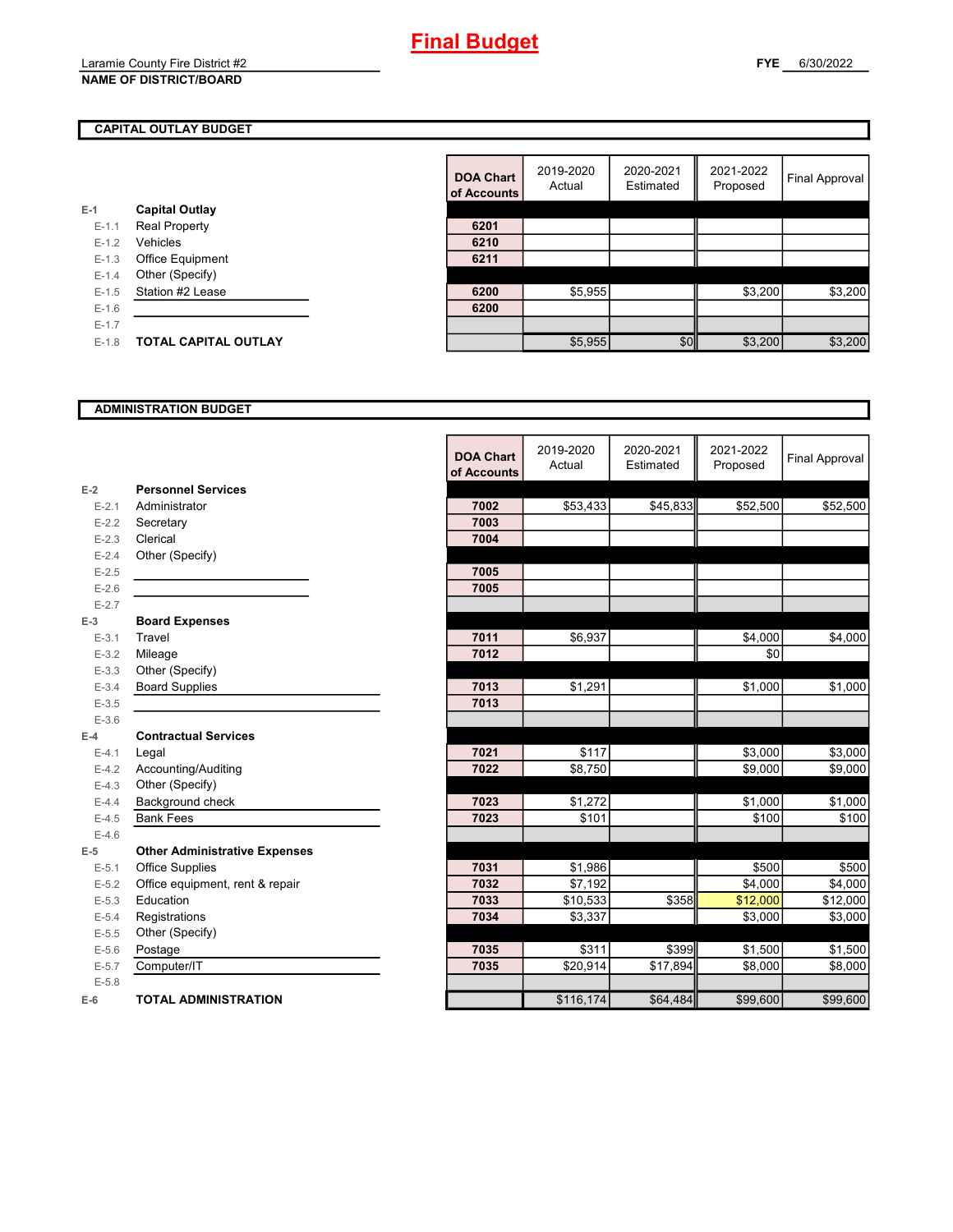# Final Budget

Laramie County Fire District #2
**NAME OF DISTRICT/BOARD**

**FYE** 6/30/2022

## CAPITAL OUTLAY BUDGET

| | | DOA Chart of Accounts | 2019-2020 Actual | 2020-2021 Estimated | 2021-2022 Proposed | Final Approval |
|---|---|---|---|---|---|---|
| E-1 | **Capital Outlay** | | | | | |
| E-1.1 | Real Property | 6201 | | | | |
| E-1.2 | Vehicles | 6210 | | | | |
| E-1.3 | Office Equipment | 6211 | | | | |
| E-1.4 | Other (Specify) | | | | | |
| E-1.5 | Station #2 Lease | 6200 | $5,955 | | $3,200 | $3,200 |
| E-1.6 | | 6200 | | | | |
| E-1.7 | | | | | | |
| E-1.8 | **TOTAL CAPITAL OUTLAY** | | $5,955 | $0 | $3,200 | $3,200 |

## ADMINISTRATION BUDGET

| | | DOA Chart of Accounts | 2019-2020 Actual | 2020-2021 Estimated | 2021-2022 Proposed | Final Approval |
|---|---|---|---|---|---|---|
| E-2 | **Personnel Services** | | | | | |
| E-2.1 | Administrator | 7002 | $53,433 | $45,833 | $52,500 | $52,500 |
| E-2.2 | Secretary | 7003 | | | | |
| E-2.3 | Clerical | 7004 | | | | |
| E-2.4 | Other (Specify) | | | | | |
| E-2.5 | | 7005 | | | | |
| E-2.6 | | 7005 | | | | |
| E-2.7 | | | | | | |
| E-3 | **Board Expenses** | | | | | |
| E-3.1 | Travel | 7011 | $6,937 | | $4,000 | $4,000 |
| E-3.2 | Mileage | 7012 | | | $0 | |
| E-3.3 | Other (Specify) | | | | | |
| E-3.4 | Board Supplies | 7013 | $1,291 | | $1,000 | $1,000 |
| E-3.5 | | 7013 | | | | |
| E-3.6 | | | | | | |
| E-4 | **Contractual Services** | | | | | |
| E-4.1 | Legal | 7021 | $117 | | $3,000 | $3,000 |
| E-4.2 | Accounting/Auditing | 7022 | $8,750 | | $9,000 | $9,000 |
| E-4.3 | Other (Specify) | | | | | |
| E-4.4 | Background check | 7023 | $1,272 | | $1,000 | $1,000 |
| E-4.5 | Bank Fees | 7023 | $101 | | $100 | $100 |
| E-4.6 | | | | | | |
| E-5 | **Other Administrative Expenses** | | | | | |
| E-5.1 | Office Supplies | 7031 | $1,986 | | $500 | $500 |
| E-5.2 | Office equipment, rent & repair | 7032 | $7,192 | | $4,000 | $4,000 |
| E-5.3 | Education | 7033 | $10,533 | $358 | $12,000 | $12,000 |
| E-5.4 | Registrations | 7034 | $3,337 | | $3,000 | $3,000 |
| E-5.5 | Other (Specify) | | | | | |
| E-5.6 | Postage | 7035 | $311 | $399 | $1,500 | $1,500 |
| E-5.7 | Computer/IT | 7035 | $20,914 | $17,894 | $8,000 | $8,000 |
| E-5.8 | | | | | | |
| E-6 | **TOTAL ADMINISTRATION** | | $116,174 | $64,484 | $99,600 | $99,600 |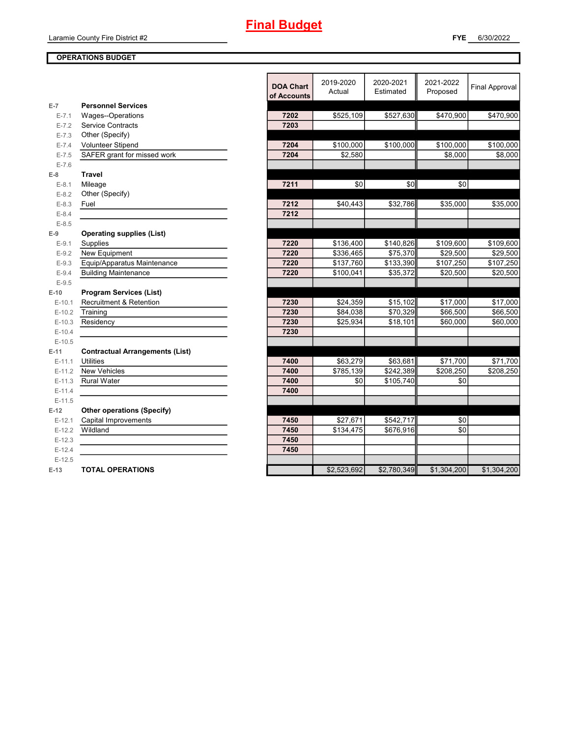# Final Budget

Laramie County Fire District #2

**FYE** 6/30/2022

**OPERATIONS BUDGET**

| | | DOA Chart of Accounts | 2019-2020 Actual | 2020-2021 Estimated | 2021-2022 Proposed | Final Approval |
|---|---|---|---|---|---|---|
| **E-7** | **Personnel Services** | | | | | |
| E-7.1 | Wages--Operations | 7202 | $525,109 | $527,630 | $470,900 | $470,900 |
| E-7.2 | Service Contracts | 7203 | | | | |
| E-7.3 | Other (Specify) | | | | | |
| E-7.4 | Volunteer Stipend | 7204 | $100,000 | $100,000 | $100,000 | $100,000 |
| E-7.5 | SAFER grant for missed work | 7204 | $2,580 | | $8,000 | $8,000 |
| E-7.6 | | | | | | |
| **E-8** | **Travel** | | | | | |
| E-8.1 | Mileage | 7211 | $0 | $0 | $0 | |
| E-8.2 | Other (Specify) | | | | | |
| E-8.3 | Fuel | 7212 | $40,443 | $32,786 | $35,000 | $35,000 |
| E-8.4 | | 7212 | | | | |
| E-8.5 | | | | | | |
| **E-9** | **Operating supplies (List)** | | | | | |
| E-9.1 | Supplies | 7220 | $136,400 | $140,826 | $109,600 | $109,600 |
| E-9.2 | New Equipment | 7220 | $336,465 | $75,370 | $29,500 | $29,500 |
| E-9.3 | Equip/Apparatus Maintenance | 7220 | $137,760 | $133,390 | $107,250 | $107,250 |
| E-9.4 | Building Maintenance | 7220 | $100,041 | $35,372 | $20,500 | $20,500 |
| E-9.5 | | | | | | |
| **E-10** | **Program Services (List)** | | | | | |
| E-10.1 | Recruitment & Retention | 7230 | $24,359 | $15,102 | $17,000 | $17,000 |
| E-10.2 | Training | 7230 | $84,038 | $70,329 | $66,500 | $66,500 |
| E-10.3 | Residency | 7230 | $25,934 | $18,101 | $60,000 | $60,000 |
| E-10.4 | | 7230 | | | | |
| E-10.5 | | | | | | |
| **E-11** | **Contractual Arrangements (List)** | | | | | |
| E-11.1 | Utilities | 7400 | $63,279 | $63,681 | $71,700 | $71,700 |
| E-11.2 | New Vehicles | 7400 | $785,139 | $242,389 | $208,250 | $208,250 |
| E-11.3 | Rural Water | 7400 | $0 | $105,740 | $0 | |
| E-11.4 | | 7400 | | | | |
| E-11.5 | | | | | | |
| **E-12** | **Other operations (Specify)** | | | | | |
| E-12.1 | Capital Improvements | 7450 | $27,671 | $542,717 | $0 | |
| E-12.2 | Wildland | 7450 | $134,475 | $676,916 | $0 | |
| E-12.3 | | 7450 | | | | |
| E-12.4 | | 7450 | | | | |
| E-12.5 | | | | | | |
| **E-13** | **TOTAL OPERATIONS** | | $2,523,692 | $2,780,349 | $1,304,200 | $1,304,200 |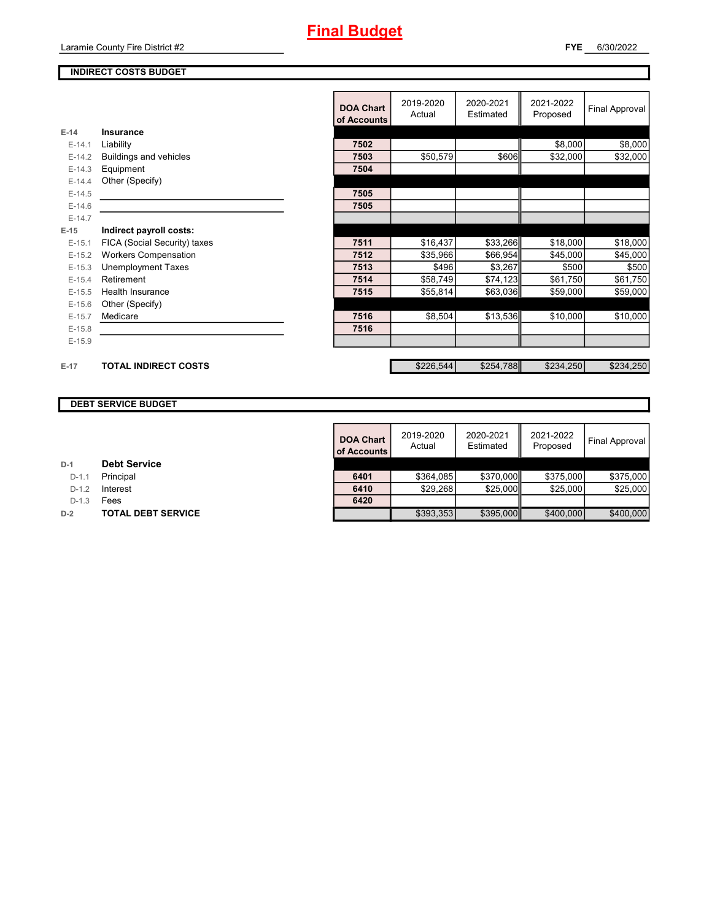# Final Budget

Laramie County Fire District #2

**FYE** 6/30/2022

## INDIRECT COSTS BUDGET

| | | DOA Chart of Accounts | 2019-2020 Actual | 2020-2021 Estimated | 2021-2022 Proposed | Final Approval |
|---|---|---|---|---|---|---|
| E-14 | **Insurance** | | | | | |
| E-14.1 | Liability | 7502 | | | $8,000 | $8,000 |
| E-14.2 | Buildings and vehicles | 7503 | $50,579 | $606 | $32,000 | $32,000 |
| E-14.3 | Equipment | 7504 | | | | |
| E-14.4 | Other (Specify) | | | | | |
| E-14.5 | | 7505 | | | | |
| E-14.6 | | 7505 | | | | |
| E-14.7 | | | | | | |
| E-15 | **Indirect payroll costs:** | | | | | |
| E-15.1 | FICA (Social Security) taxes | 7511 | $16,437 | $33,266 | $18,000 | $18,000 |
| E-15.2 | Workers Compensation | 7512 | $35,966 | $66,954 | $45,000 | $45,000 |
| E-15.3 | Unemployment Taxes | 7513 | $496 | $3,267 | $500 | $500 |
| E-15.4 | Retirement | 7514 | $58,749 | $74,123 | $61,750 | $61,750 |
| E-15.5 | Health Insurance | 7515 | $55,814 | $63,036 | $59,000 | $59,000 |
| E-15.6 | Other (Specify) | | | | | |
| E-15.7 | Medicare | 7516 | $8,504 | $13,536 | $10,000 | $10,000 |
| E-15.8 | | 7516 | | | | |
| E-15.9 | | | | | | |
| E-17 | **TOTAL INDIRECT COSTS** | | $226,544 | $254,788 | $234,250 | $234,250 |

## DEBT SERVICE BUDGET

| | | DOA Chart of Accounts | 2019-2020 Actual | 2020-2021 Estimated | 2021-2022 Proposed | Final Approval |
|---|---|---|---|---|---|---|
| D-1 | **Debt Service** | | | | | |
| D-1.1 | Principal | 6401 | $364,085 | $370,000 | $375,000 | $375,000 |
| D-1.2 | Interest | 6410 | $29,268 | $25,000 | $25,000 | $25,000 |
| D-1.3 | Fees | 6420 | | | | |
| D-2 | **TOTAL DEBT SERVICE** | | $393,353 | $395,000 | $400,000 | $400,000 |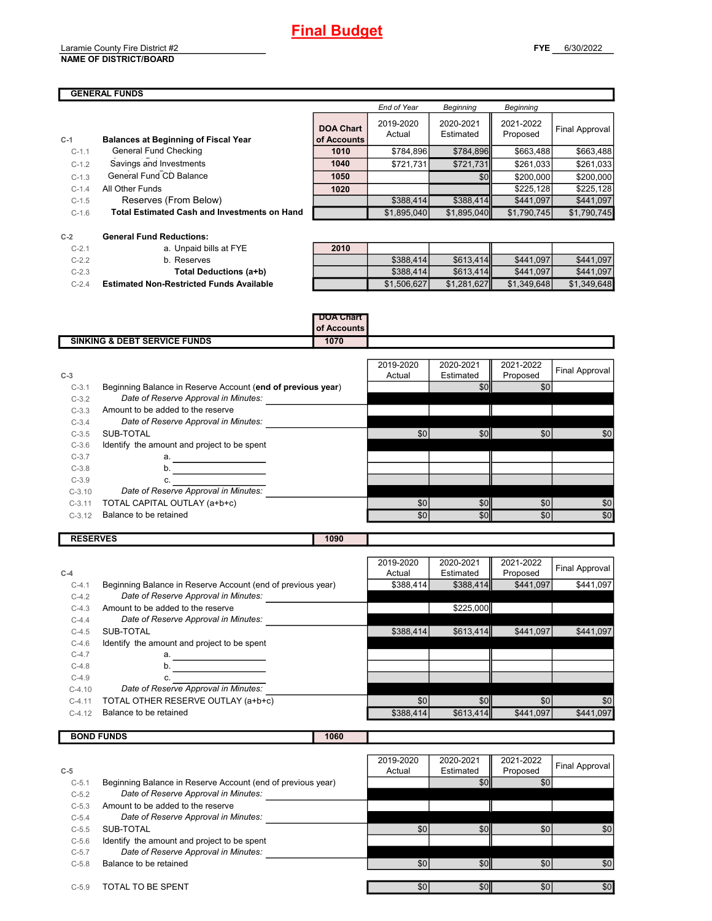# Final Budget

Laramie County Fire District #2
**NAME OF DISTRICT/BOARD**

**FYE** 6/30/2022

## GENERAL FUNDS

| | | DOA Chart of Accounts | End of Year 2019-2020 Actual | Beginning 2020-2021 Estimated | Beginning 2021-2022 Proposed | Final Approval |
|---|---|---|---|---|---|---|
| **C-1** | **Balances at Beginning of Fiscal Year** | | | | | |
| C-1.1 | General Fund Checking | 1010 | $784,896 | $784,896 | $663,488 | $663,488 |
| C-1.2 | Savings and Investments | 1040 | $721,731 | $721,731 | $261,033 | $261,033 |
| C-1.3 | General Fund CD Balance | 1050 | | $0 | $200,000 | $200,000 |
| C-1.4 | All Other Funds | 1020 | | | $225,128 | $225,128 |
| C-1.5 | Reserves (From Below) | | $388,414 | $388,414 | $441,097 | $441,097 |
| C-1.6 | **Total Estimated Cash and Investments on Hand** | | $1,895,040 | $1,895,040 | $1,790,745 | $1,790,745 |
| **C-2** | **General Fund Reductions:** | | | | | |
| C-2.1 | a. Unpaid bills at FYE | 2010 | | | | |
| C-2.2 | b. Reserves | | $388,414 | $613,414 | $441,097 | $441,097 |
| C-2.3 | **Total Deductions (a+b)** | | $388,414 | $613,414 | $441,097 | $441,097 |
| C-2.4 | **Estimated Non-Restricted Funds Available** | | $1,506,627 | $1,281,627 | $1,349,648 | $1,349,648 |

## SINKING & DEBT SERVICE FUNDS — DOA Chart of Accounts 1070

| **C-3** | | 2019-2020 Actual | 2020-2021 Estimated | 2021-2022 Proposed | Final Approval |
|---|---|---|---|---|---|
| C-3.1 | Beginning Balance in Reserve Account (**end of previous year**) | | $0 | $0 | |
| C-3.2 | *Date of Reserve Approval in Minutes:* | | | | |
| C-3.3 | Amount to be added to the reserve | | | | |
| C-3.4 | *Date of Reserve Approval in Minutes:* | | | | |
| C-3.5 | SUB-TOTAL | $0 | $0 | $0 | $0 |
| C-3.6 | Identify the amount and project to be spent | | | | |
| C-3.7 | a. | | | | |
| C-3.8 | b. | | | | |
| C-3.9 | c. | | | | |
| C-3.10 | *Date of Reserve Approval in Minutes:* | | | | |
| C-3.11 | TOTAL CAPITAL OUTLAY (a+b+c) | $0 | $0 | $0 | $0 |
| C-3.12 | Balance to be retained | $0 | $0 | $0 | $0 |

## RESERVES — 1090

| **C-4** | | 2019-2020 Actual | 2020-2021 Estimated | 2021-2022 Proposed | Final Approval |
|---|---|---|---|---|---|
| C-4.1 | Beginning Balance in Reserve Account (end of previous year) | $388,414 | $388,414 | $441,097 | $441,097 |
| C-4.2 | *Date of Reserve Approval in Minutes:* | | | | |
| C-4.3 | Amount to be added to the reserve | | $225,000 | | |
| C-4.4 | *Date of Reserve Approval in Minutes:* | | | | |
| C-4.5 | SUB-TOTAL | $388,414 | $613,414 | $441,097 | $441,097 |
| C-4.6 | Identify the amount and project to be spent | | | | |
| C-4.7 | a. | | | | |
| C-4.8 | b. | | | | |
| C-4.9 | c. | | | | |
| C-4.10 | *Date of Reserve Approval in Minutes:* | | | | |
| C-4.11 | TOTAL OTHER RESERVE OUTLAY (a+b+c) | $0 | $0 | $0 | $0 |
| C-4.12 | Balance to be retained | $388,414 | $613,414 | $441,097 | $441,097 |

## BOND FUNDS — 1060

| **C-5** | | 2019-2020 Actual | 2020-2021 Estimated | 2021-2022 Proposed | Final Approval |
|---|---|---|---|---|---|
| C-5.1 | Beginning Balance in Reserve Account (end of previous year) | | $0 | $0 | |
| C-5.2 | *Date of Reserve Approval in Minutes:* | | | | |
| C-5.3 | Amount to be added to the reserve | | | | |
| C-5.4 | *Date of Reserve Approval in Minutes:* | | | | |
| C-5.5 | SUB-TOTAL | $0 | $0 | $0 | $0 |
| C-5.6 | Identify the amount and project to be spent | | | | |
| C-5.7 | *Date of Reserve Approval in Minutes:* | | | | |
| C-5.8 | Balance to be retained | $0 | $0 | $0 | $0 |
| C-5.9 | TOTAL TO BE SPENT | $0 | $0 | $0 | $0 |